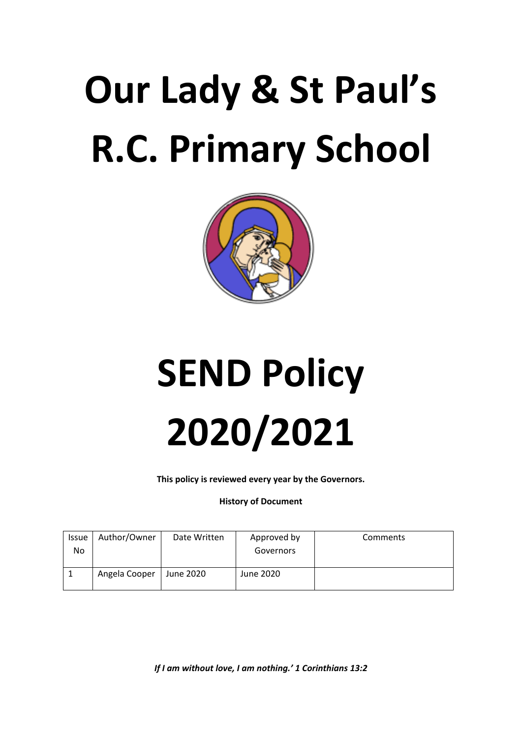# Our Lady & St Paul's R.C. Primary School

# SEND Policy 2020/2021

**This policy is reviewed every year by the Governors.**

**History of Document**

| Issue No | Author/Owner | Date Written | Approved by Governors | Comments |
|---|---|---|---|---|
| 1 | Angela Cooper | June 2020 | June 2020 | |

***If I am without love, I am nothing.' 1 Corinthians 13:2***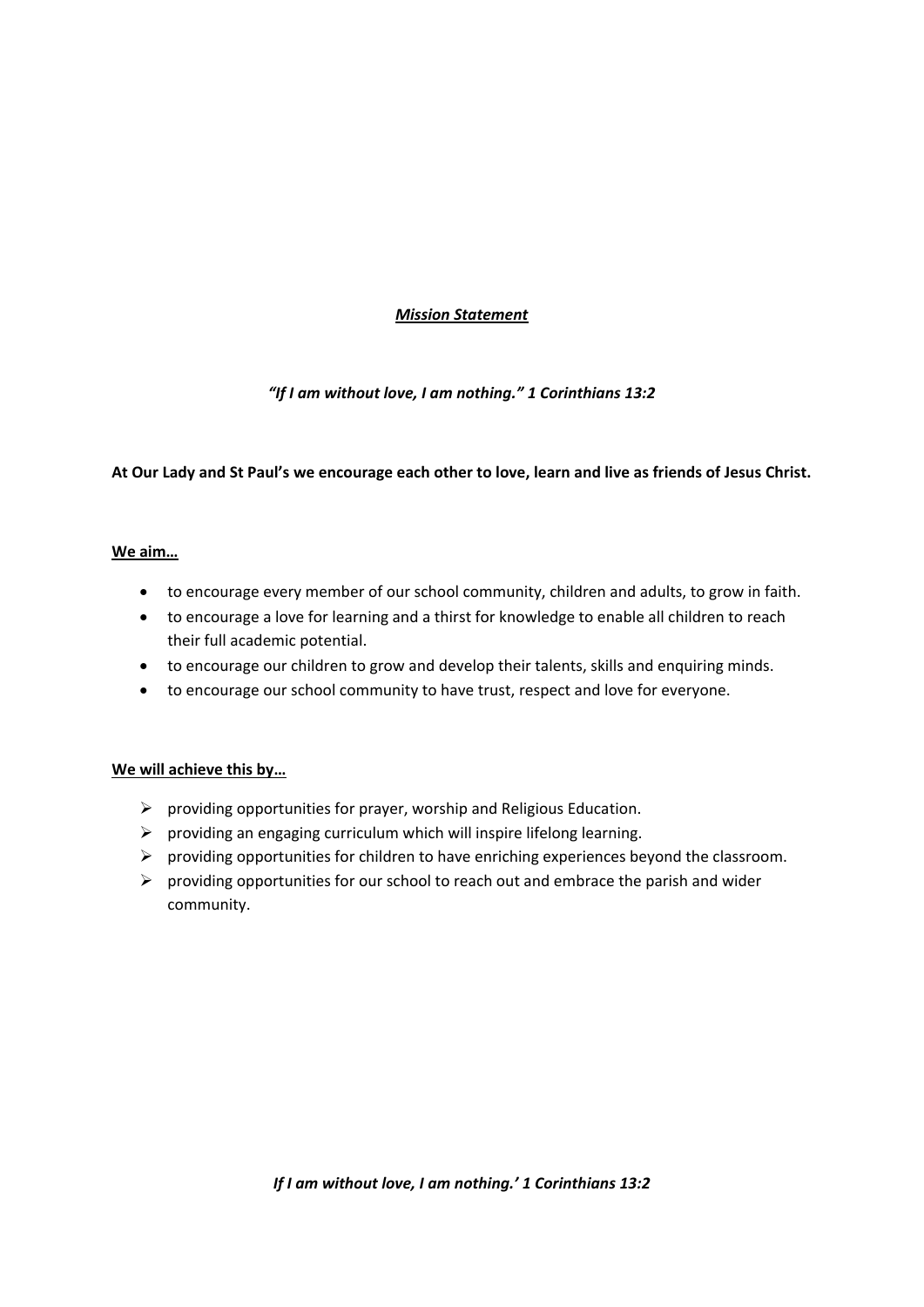## ***Mission Statement***

***"If I am without love, I am nothing." 1 Corinthians 13:2***

**At Our Lady and St Paul's we encourage each other to love, learn and live as friends of Jesus Christ.**

**We aim…**

- to encourage every member of our school community, children and adults, to grow in faith.
- to encourage a love for learning and a thirst for knowledge to enable all children to reach their full academic potential.
- to encourage our children to grow and develop their talents, skills and enquiring minds.
- to encourage our school community to have trust, respect and love for everyone.

**We will achieve this by…**

- providing opportunities for prayer, worship and Religious Education.
- providing an engaging curriculum which will inspire lifelong learning.
- providing opportunities for children to have enriching experiences beyond the classroom.
- providing opportunities for our school to reach out and embrace the parish and wider community.

***If I am without love, I am nothing.' 1 Corinthians 13:2***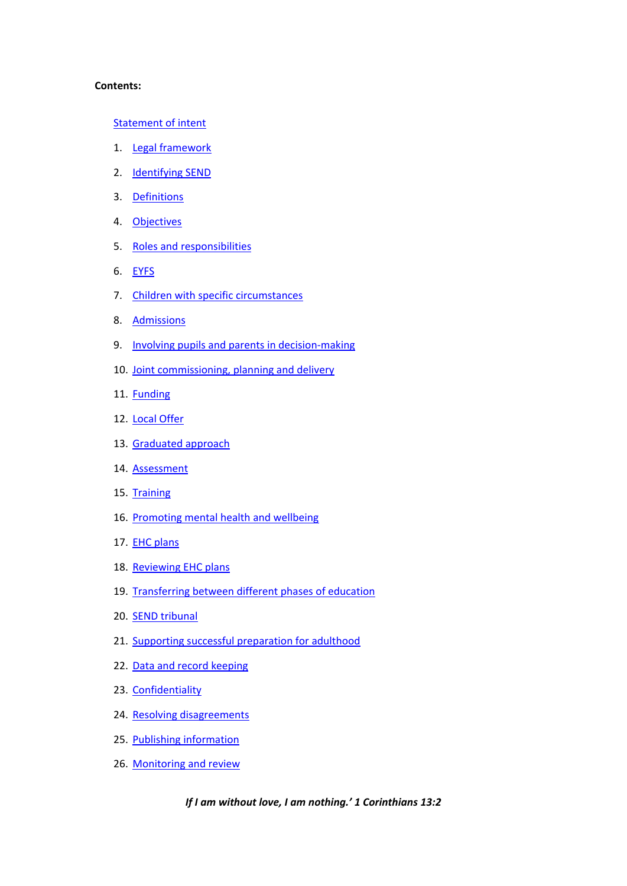**Contents:**

Statement of intent

1. Legal framework
2. Identifying SEND
3. Definitions
4. Objectives
5. Roles and responsibilities
6. EYFS
7. Children with specific circumstances
8. Admissions
9. Involving pupils and parents in decision-making
10. Joint commissioning, planning and delivery
11. Funding
12. Local Offer
13. Graduated approach
14. Assessment
15. Training
16. Promoting mental health and wellbeing
17. EHC plans
18. Reviewing EHC plans
19. Transferring between different phases of education
20. SEND tribunal
21. Supporting successful preparation for adulthood
22. Data and record keeping
23. Confidentiality
24. Resolving disagreements
25. Publishing information
26. Monitoring and review

***If I am without love, I am nothing.' 1 Corinthians 13:2***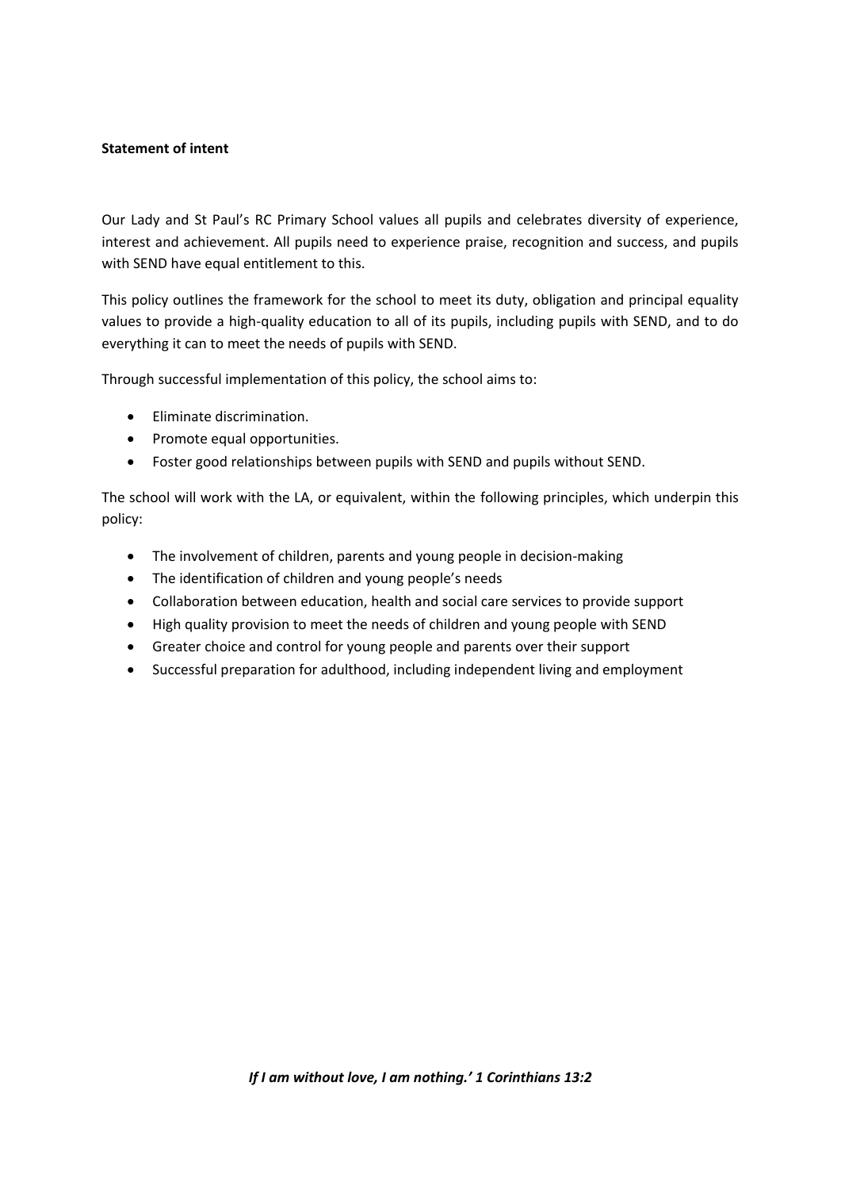**Statement of intent**

Our Lady and St Paul's RC Primary School values all pupils and celebrates diversity of experience, interest and achievement. All pupils need to experience praise, recognition and success, and pupils with SEND have equal entitlement to this.

This policy outlines the framework for the school to meet its duty, obligation and principal equality values to provide a high-quality education to all of its pupils, including pupils with SEND, and to do everything it can to meet the needs of pupils with SEND.

Through successful implementation of this policy, the school aims to:

- Eliminate discrimination.
- Promote equal opportunities.
- Foster good relationships between pupils with SEND and pupils without SEND.

The school will work with the LA, or equivalent, within the following principles, which underpin this policy:

- The involvement of children, parents and young people in decision-making
- The identification of children and young people's needs
- Collaboration between education, health and social care services to provide support
- High quality provision to meet the needs of children and young people with SEND
- Greater choice and control for young people and parents over their support
- Successful preparation for adulthood, including independent living and employment

***If I am without love, I am nothing.' 1 Corinthians 13:2***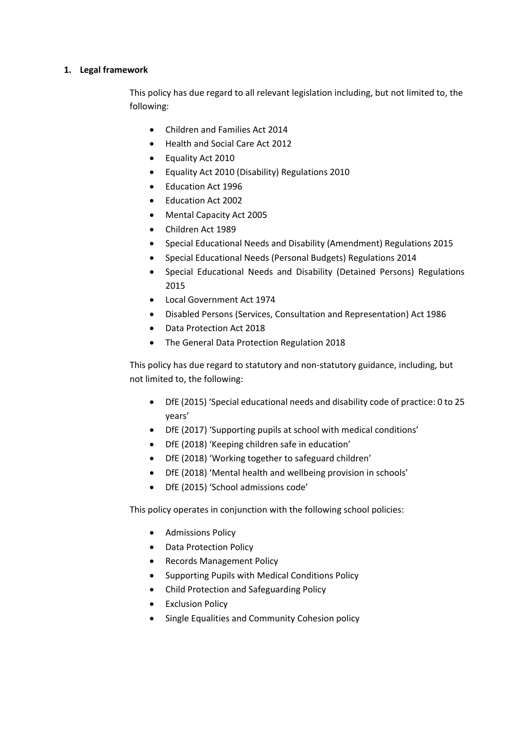## 1. Legal framework

This policy has due regard to all relevant legislation including, but not limited to, the following:

- Children and Families Act 2014
- Health and Social Care Act 2012
- Equality Act 2010
- Equality Act 2010 (Disability) Regulations 2010
- Education Act 1996
- Education Act 2002
- Mental Capacity Act 2005
- Children Act 1989
- Special Educational Needs and Disability (Amendment) Regulations 2015
- Special Educational Needs (Personal Budgets) Regulations 2014
- Special Educational Needs and Disability (Detained Persons) Regulations 2015
- Local Government Act 1974
- Disabled Persons (Services, Consultation and Representation) Act 1986
- Data Protection Act 2018
- The General Data Protection Regulation 2018

This policy has due regard to statutory and non-statutory guidance, including, but not limited to, the following:

- DfE (2015) 'Special educational needs and disability code of practice: 0 to 25 years'
- DfE (2017) 'Supporting pupils at school with medical conditions'
- DfE (2018) 'Keeping children safe in education'
- DfE (2018) 'Working together to safeguard children'
- DfE (2018) 'Mental health and wellbeing provision in schools'
- DfE (2015) 'School admissions code'

This policy operates in conjunction with the following school policies:

- Admissions Policy
- Data Protection Policy
- Records Management Policy
- Supporting Pupils with Medical Conditions Policy
- Child Protection and Safeguarding Policy
- Exclusion Policy
- Single Equalities and Community Cohesion policy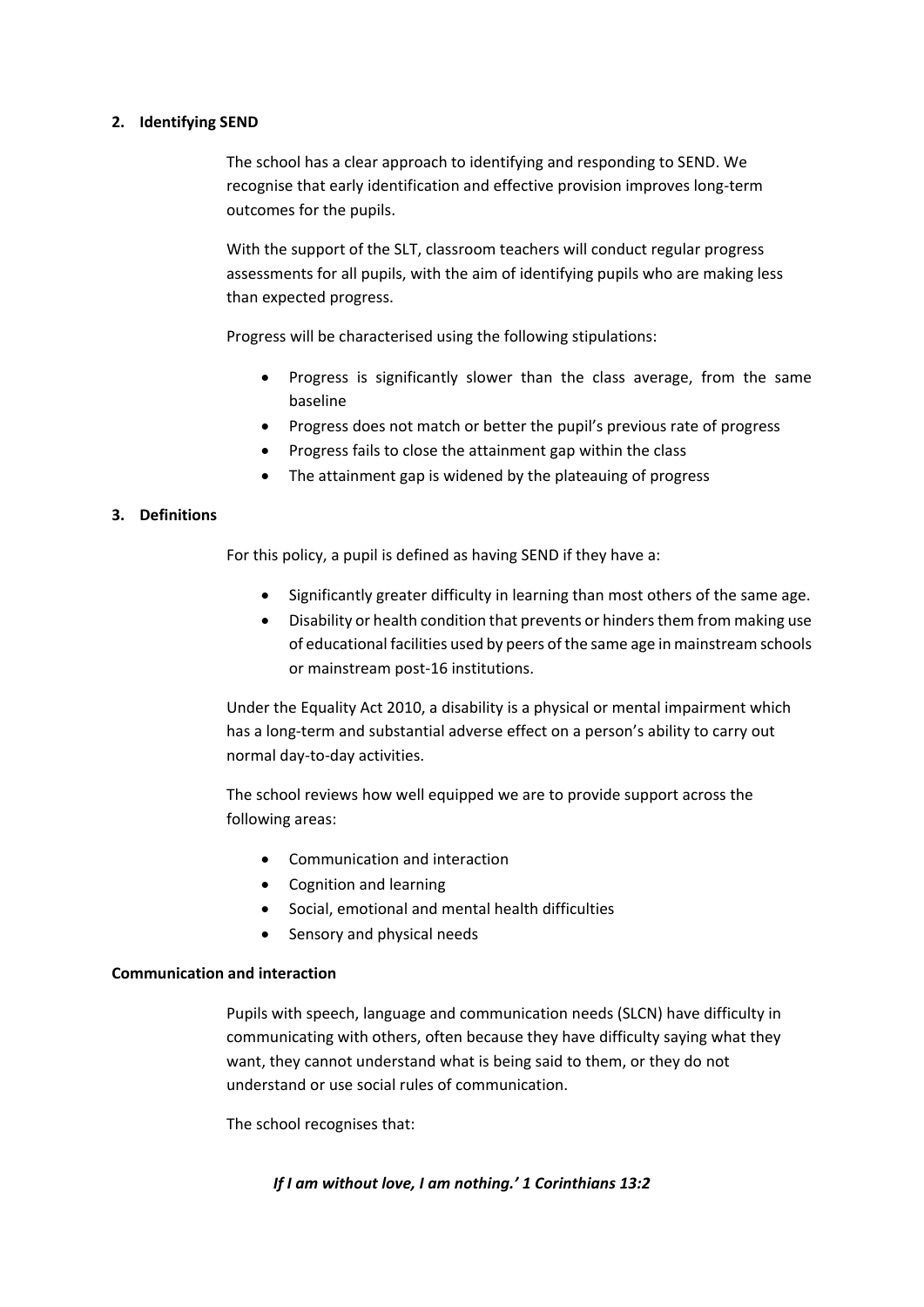## 2. Identifying SEND

The school has a clear approach to identifying and responding to SEND. We recognise that early identification and effective provision improves long-term outcomes for the pupils.

With the support of the SLT, classroom teachers will conduct regular progress assessments for all pupils, with the aim of identifying pupils who are making less than expected progress.

Progress will be characterised using the following stipulations:

- Progress is significantly slower than the class average, from the same baseline
- Progress does not match or better the pupil's previous rate of progress
- Progress fails to close the attainment gap within the class
- The attainment gap is widened by the plateauing of progress

## 3. Definitions

For this policy, a pupil is defined as having SEND if they have a:

- Significantly greater difficulty in learning than most others of the same age.
- Disability or health condition that prevents or hinders them from making use of educational facilities used by peers of the same age in mainstream schools or mainstream post-16 institutions.

Under the Equality Act 2010, a disability is a physical or mental impairment which has a long-term and substantial adverse effect on a person's ability to carry out normal day-to-day activities.

The school reviews how well equipped we are to provide support across the following areas:

- Communication and interaction
- Cognition and learning
- Social, emotional and mental health difficulties
- Sensory and physical needs

### Communication and interaction

Pupils with speech, language and communication needs (SLCN) have difficulty in communicating with others, often because they have difficulty saying what they want, they cannot understand what is being said to them, or they do not understand or use social rules of communication.

The school recognises that: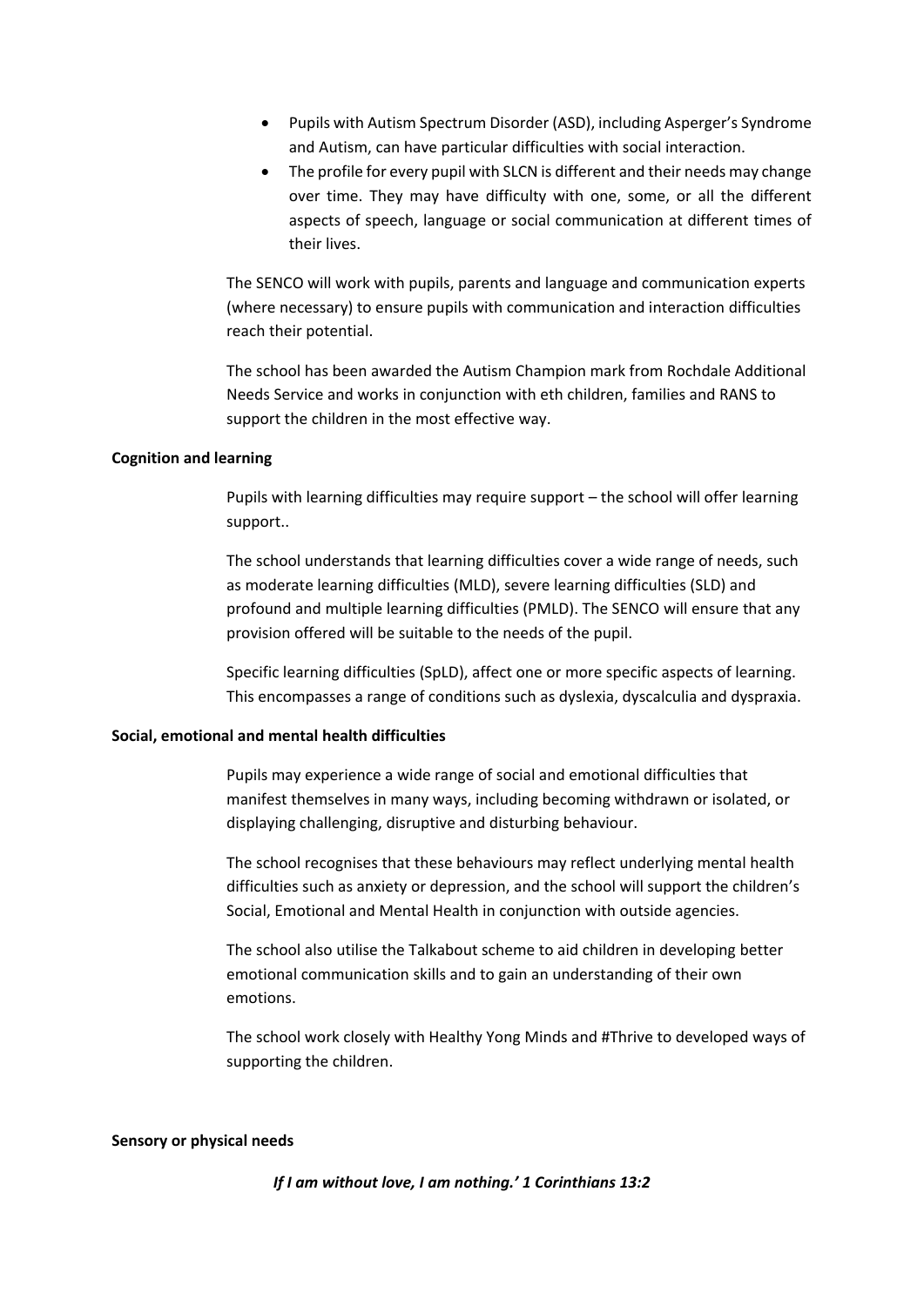- Pupils with Autism Spectrum Disorder (ASD), including Asperger's Syndrome and Autism, can have particular difficulties with social interaction.
- The profile for every pupil with SLCN is different and their needs may change over time. They may have difficulty with one, some, or all the different aspects of speech, language or social communication at different times of their lives.

The SENCO will work with pupils, parents and language and communication experts (where necessary) to ensure pupils with communication and interaction difficulties reach their potential.

The school has been awarded the Autism Champion mark from Rochdale Additional Needs Service and works in conjunction with eth children, families and RANS to support the children in the most effective way.

**Cognition and learning**

Pupils with learning difficulties may require support – the school will offer learning support..

The school understands that learning difficulties cover a wide range of needs, such as moderate learning difficulties (MLD), severe learning difficulties (SLD) and profound and multiple learning difficulties (PMLD). The SENCO will ensure that any provision offered will be suitable to the needs of the pupil.

Specific learning difficulties (SpLD), affect one or more specific aspects of learning. This encompasses a range of conditions such as dyslexia, dyscalculia and dyspraxia.

**Social, emotional and mental health difficulties**

Pupils may experience a wide range of social and emotional difficulties that manifest themselves in many ways, including becoming withdrawn or isolated, or displaying challenging, disruptive and disturbing behaviour.

The school recognises that these behaviours may reflect underlying mental health difficulties such as anxiety or depression, and the school will support the children's Social, Emotional and Mental Health in conjunction with outside agencies.

The school also utilise the Talkabout scheme to aid children in developing better emotional communication skills and to gain an understanding of their own emotions.

The school work closely with Healthy Yong Minds and #Thrive to developed ways of supporting the children.

**Sensory or physical needs**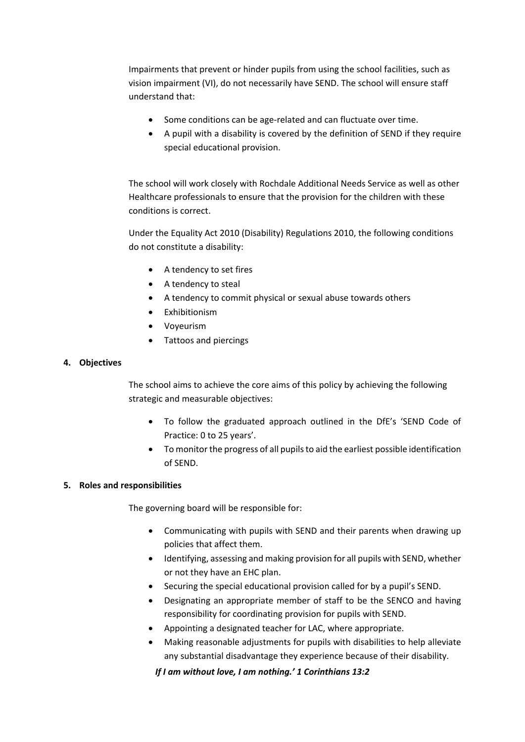Impairments that prevent or hinder pupils from using the school facilities, such as vision impairment (VI), do not necessarily have SEND. The school will ensure staff understand that:

- Some conditions can be age-related and can fluctuate over time.
- A pupil with a disability is covered by the definition of SEND if they require special educational provision.

The school will work closely with Rochdale Additional Needs Service as well as other Healthcare professionals to ensure that the provision for the children with these conditions is correct.

Under the Equality Act 2010 (Disability) Regulations 2010, the following conditions do not constitute a disability:

- A tendency to set fires
- A tendency to steal
- A tendency to commit physical or sexual abuse towards others
- Exhibitionism
- Voyeurism
- Tattoos and piercings

## 4. Objectives

The school aims to achieve the core aims of this policy by achieving the following strategic and measurable objectives:

- To follow the graduated approach outlined in the DfE's 'SEND Code of Practice: 0 to 25 years'.
- To monitor the progress of all pupils to aid the earliest possible identification of SEND.

## 5. Roles and responsibilities

The governing board will be responsible for:

- Communicating with pupils with SEND and their parents when drawing up policies that affect them.
- Identifying, assessing and making provision for all pupils with SEND, whether or not they have an EHC plan.
- Securing the special educational provision called for by a pupil's SEND.
- Designating an appropriate member of staff to be the SENCO and having responsibility for coordinating provision for pupils with SEND.
- Appointing a designated teacher for LAC, where appropriate.
- Making reasonable adjustments for pupils with disabilities to help alleviate any substantial disadvantage they experience because of their disability.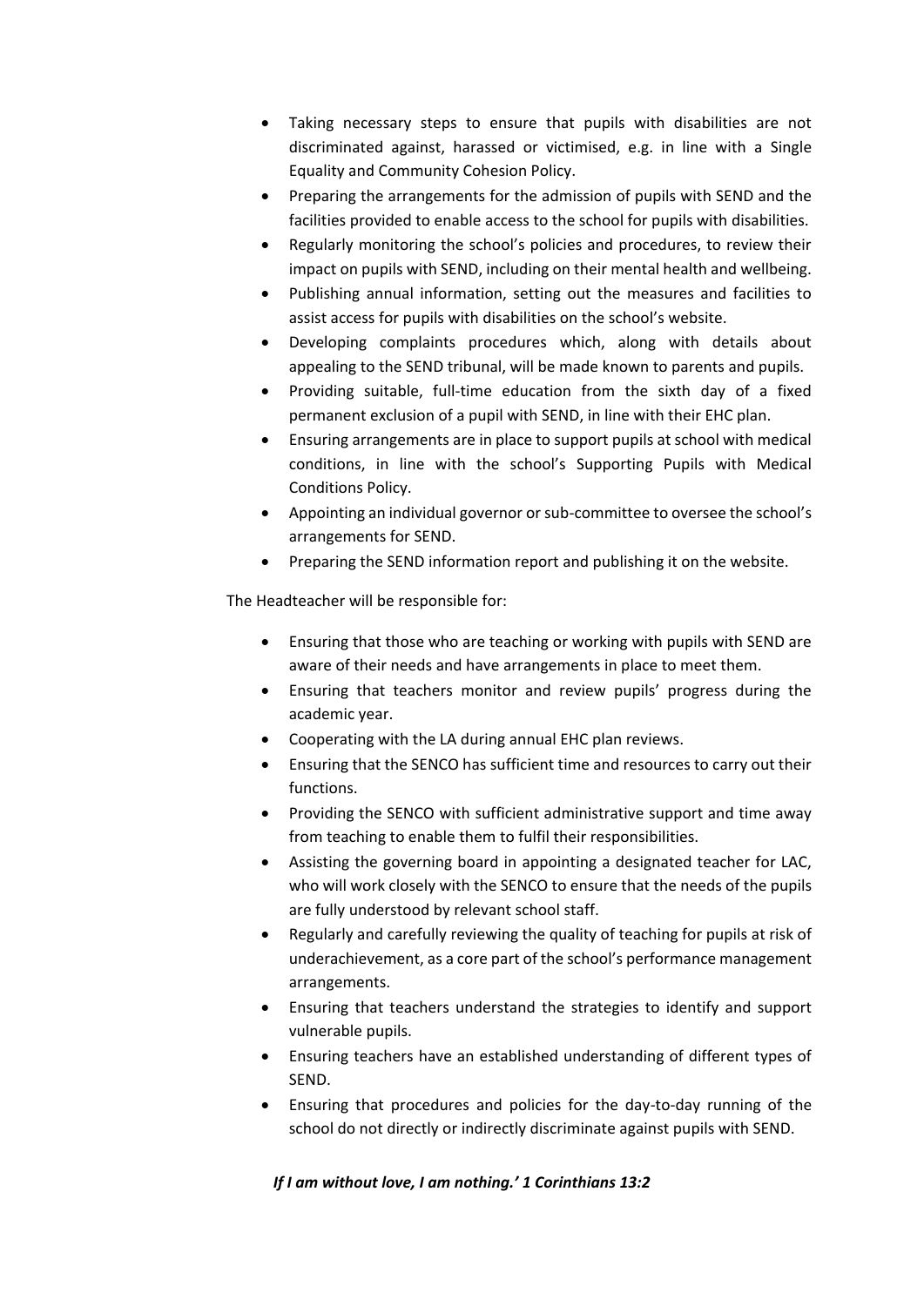- Taking necessary steps to ensure that pupils with disabilities are not discriminated against, harassed or victimised, e.g. in line with a Single Equality and Community Cohesion Policy.
- Preparing the arrangements for the admission of pupils with SEND and the facilities provided to enable access to the school for pupils with disabilities.
- Regularly monitoring the school's policies and procedures, to review their impact on pupils with SEND, including on their mental health and wellbeing.
- Publishing annual information, setting out the measures and facilities to assist access for pupils with disabilities on the school's website.
- Developing complaints procedures which, along with details about appealing to the SEND tribunal, will be made known to parents and pupils.
- Providing suitable, full-time education from the sixth day of a fixed permanent exclusion of a pupil with SEND, in line with their EHC plan.
- Ensuring arrangements are in place to support pupils at school with medical conditions, in line with the school's Supporting Pupils with Medical Conditions Policy.
- Appointing an individual governor or sub-committee to oversee the school's arrangements for SEND.
- Preparing the SEND information report and publishing it on the website.

The Headteacher will be responsible for:

- Ensuring that those who are teaching or working with pupils with SEND are aware of their needs and have arrangements in place to meet them.
- Ensuring that teachers monitor and review pupils' progress during the academic year.
- Cooperating with the LA during annual EHC plan reviews.
- Ensuring that the SENCO has sufficient time and resources to carry out their functions.
- Providing the SENCO with sufficient administrative support and time away from teaching to enable them to fulfil their responsibilities.
- Assisting the governing board in appointing a designated teacher for LAC, who will work closely with the SENCO to ensure that the needs of the pupils are fully understood by relevant school staff.
- Regularly and carefully reviewing the quality of teaching for pupils at risk of underachievement, as a core part of the school's performance management arrangements.
- Ensuring that teachers understand the strategies to identify and support vulnerable pupils.
- Ensuring teachers have an established understanding of different types of SEND.
- Ensuring that procedures and policies for the day-to-day running of the school do not directly or indirectly discriminate against pupils with SEND.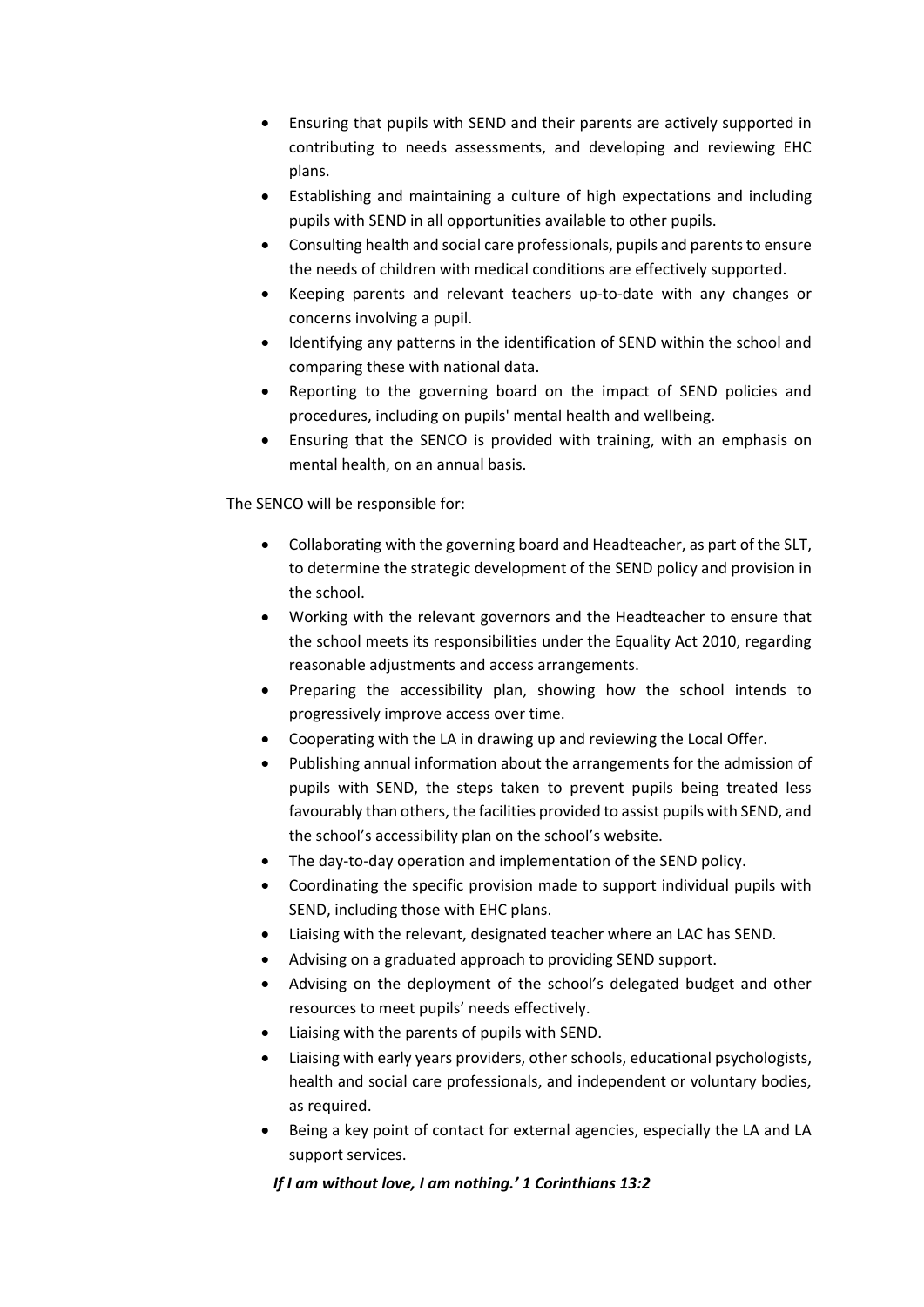- Ensuring that pupils with SEND and their parents are actively supported in contributing to needs assessments, and developing and reviewing EHC plans.
- Establishing and maintaining a culture of high expectations and including pupils with SEND in all opportunities available to other pupils.
- Consulting health and social care professionals, pupils and parents to ensure the needs of children with medical conditions are effectively supported.
- Keeping parents and relevant teachers up-to-date with any changes or concerns involving a pupil.
- Identifying any patterns in the identification of SEND within the school and comparing these with national data.
- Reporting to the governing board on the impact of SEND policies and procedures, including on pupils' mental health and wellbeing.
- Ensuring that the SENCO is provided with training, with an emphasis on mental health, on an annual basis.

The SENCO will be responsible for:

- Collaborating with the governing board and Headteacher, as part of the SLT, to determine the strategic development of the SEND policy and provision in the school.
- Working with the relevant governors and the Headteacher to ensure that the school meets its responsibilities under the Equality Act 2010, regarding reasonable adjustments and access arrangements.
- Preparing the accessibility plan, showing how the school intends to progressively improve access over time.
- Cooperating with the LA in drawing up and reviewing the Local Offer.
- Publishing annual information about the arrangements for the admission of pupils with SEND, the steps taken to prevent pupils being treated less favourably than others, the facilities provided to assist pupils with SEND, and the school's accessibility plan on the school's website.
- The day-to-day operation and implementation of the SEND policy.
- Coordinating the specific provision made to support individual pupils with SEND, including those with EHC plans.
- Liaising with the relevant, designated teacher where an LAC has SEND.
- Advising on a graduated approach to providing SEND support.
- Advising on the deployment of the school's delegated budget and other resources to meet pupils' needs effectively.
- Liaising with the parents of pupils with SEND.
- Liaising with early years providers, other schools, educational psychologists, health and social care professionals, and independent or voluntary bodies, as required.
- Being a key point of contact for external agencies, especially the LA and LA support services.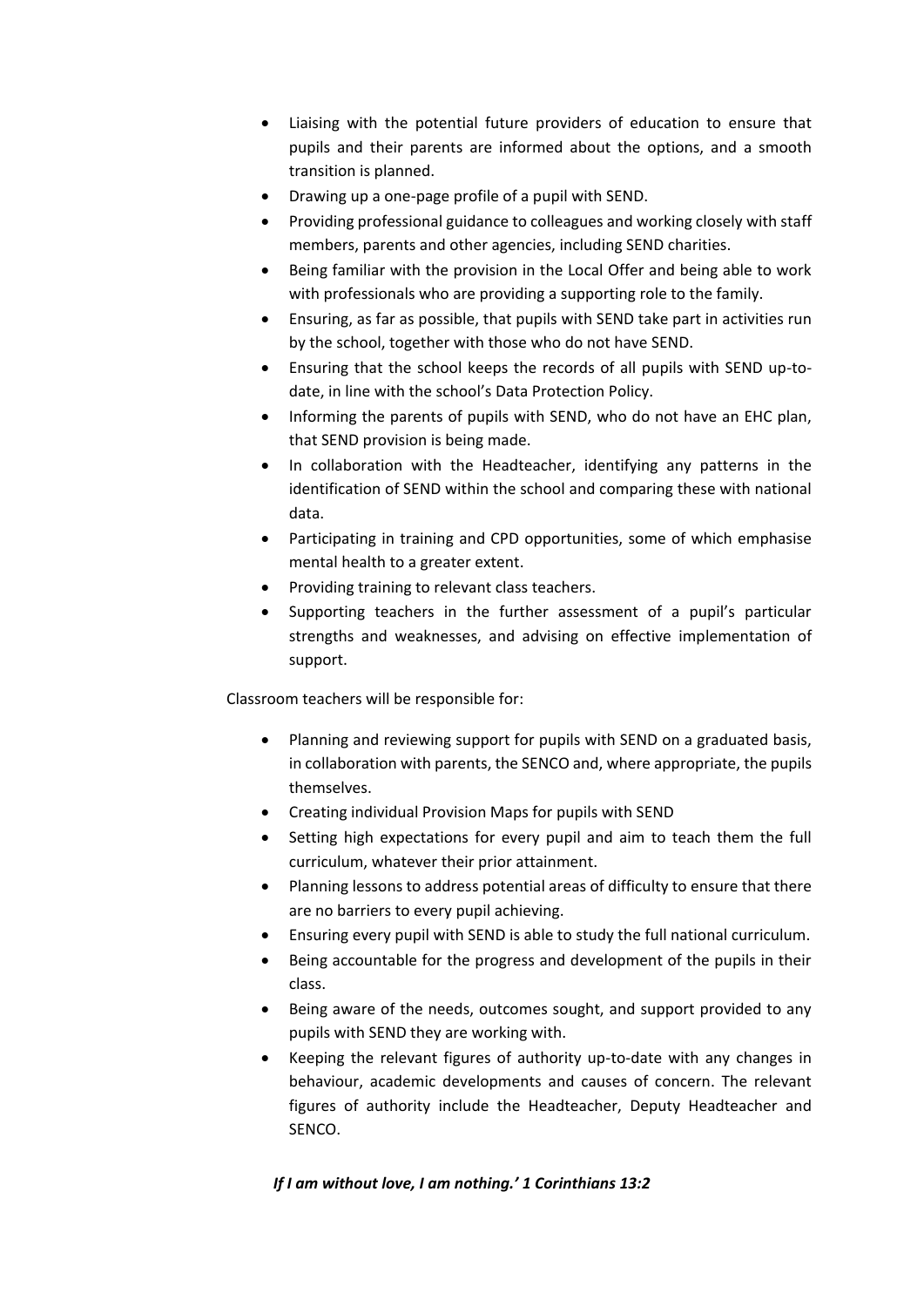- Liaising with the potential future providers of education to ensure that pupils and their parents are informed about the options, and a smooth transition is planned.
- Drawing up a one-page profile of a pupil with SEND.
- Providing professional guidance to colleagues and working closely with staff members, parents and other agencies, including SEND charities.
- Being familiar with the provision in the Local Offer and being able to work with professionals who are providing a supporting role to the family.
- Ensuring, as far as possible, that pupils with SEND take part in activities run by the school, together with those who do not have SEND.
- Ensuring that the school keeps the records of all pupils with SEND up-to-date, in line with the school's Data Protection Policy.
- Informing the parents of pupils with SEND, who do not have an EHC plan, that SEND provision is being made.
- In collaboration with the Headteacher, identifying any patterns in the identification of SEND within the school and comparing these with national data.
- Participating in training and CPD opportunities, some of which emphasise mental health to a greater extent.
- Providing training to relevant class teachers.
- Supporting teachers in the further assessment of a pupil's particular strengths and weaknesses, and advising on effective implementation of support.

Classroom teachers will be responsible for:

- Planning and reviewing support for pupils with SEND on a graduated basis, in collaboration with parents, the SENCO and, where appropriate, the pupils themselves.
- Creating individual Provision Maps for pupils with SEND
- Setting high expectations for every pupil and aim to teach them the full curriculum, whatever their prior attainment.
- Planning lessons to address potential areas of difficulty to ensure that there are no barriers to every pupil achieving.
- Ensuring every pupil with SEND is able to study the full national curriculum.
- Being accountable for the progress and development of the pupils in their class.
- Being aware of the needs, outcomes sought, and support provided to any pupils with SEND they are working with.
- Keeping the relevant figures of authority up-to-date with any changes in behaviour, academic developments and causes of concern. The relevant figures of authority include the Headteacher, Deputy Headteacher and SENCO.

***If I am without love, I am nothing.' 1 Corinthians 13:2***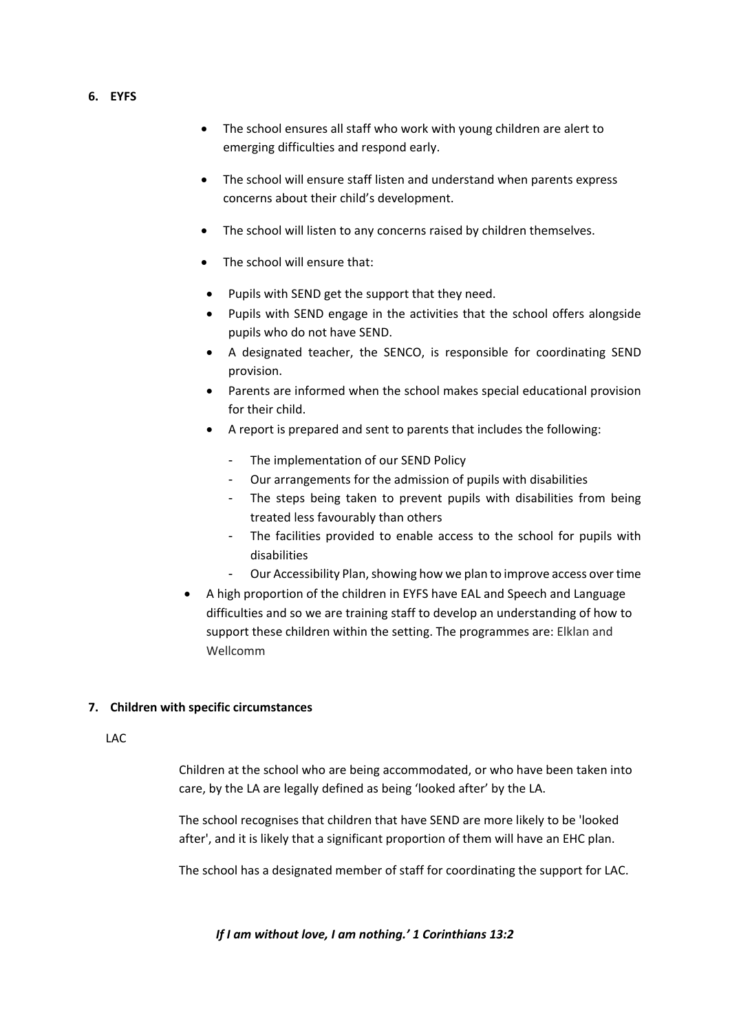## 6. EYFS

- The school ensures all staff who work with young children are alert to emerging difficulties and respond early.
- The school will ensure staff listen and understand when parents express concerns about their child's development.
- The school will listen to any concerns raised by children themselves.
- The school will ensure that:
  - Pupils with SEND get the support that they need.
  - Pupils with SEND engage in the activities that the school offers alongside pupils who do not have SEND.
  - A designated teacher, the SENCO, is responsible for coordinating SEND provision.
  - Parents are informed when the school makes special educational provision for their child.
  - A report is prepared and sent to parents that includes the following:
    - The implementation of our SEND Policy
    - Our arrangements for the admission of pupils with disabilities
    - The steps being taken to prevent pupils with disabilities from being treated less favourably than others
    - The facilities provided to enable access to the school for pupils with disabilities
    - Our Accessibility Plan, showing how we plan to improve access over time
- A high proportion of the children in EYFS have EAL and Speech and Language difficulties and so we are training staff to develop an understanding of how to support these children within the setting. The programmes are: Elklan and Wellcomm

## 7. Children with specific circumstances

LAC

Children at the school who are being accommodated, or who have been taken into care, by the LA are legally defined as being 'looked after' by the LA.

The school recognises that children that have SEND are more likely to be 'looked after', and it is likely that a significant proportion of them will have an EHC plan.

The school has a designated member of staff for coordinating the support for LAC.

***If I am without love, I am nothing.' 1 Corinthians 13:2***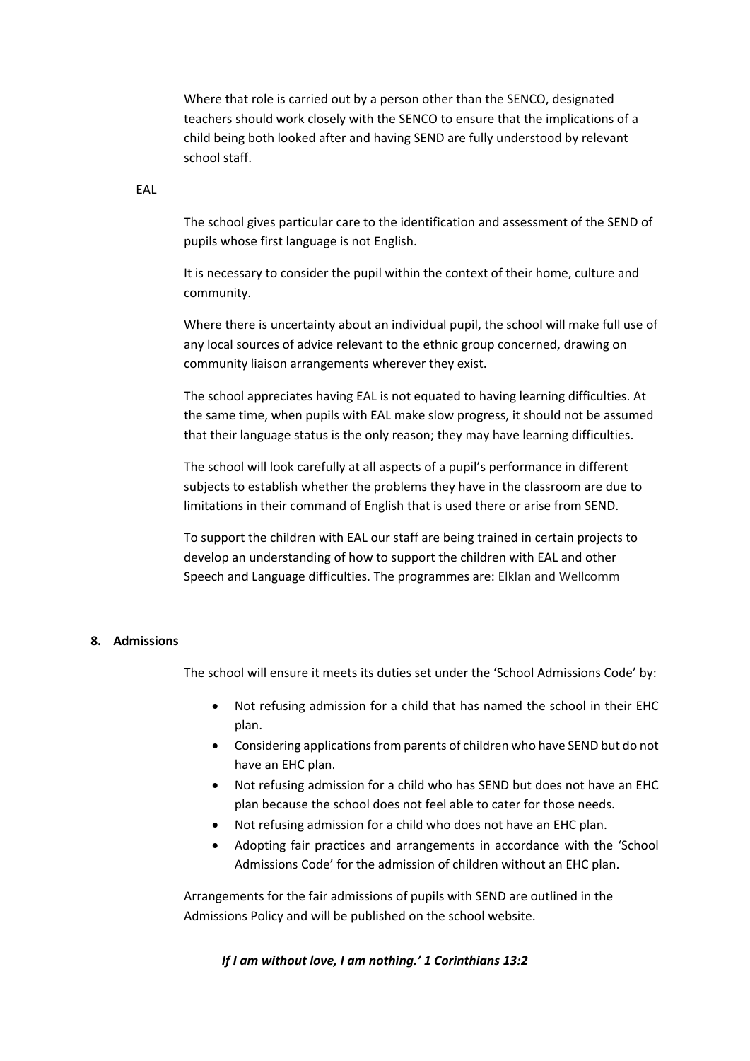Where that role is carried out by a person other than the SENCO, designated teachers should work closely with the SENCO to ensure that the implications of a child being both looked after and having SEND are fully understood by relevant school staff.

EAL

The school gives particular care to the identification and assessment of the SEND of pupils whose first language is not English.

It is necessary to consider the pupil within the context of their home, culture and community.

Where there is uncertainty about an individual pupil, the school will make full use of any local sources of advice relevant to the ethnic group concerned, drawing on community liaison arrangements wherever they exist.

The school appreciates having EAL is not equated to having learning difficulties. At the same time, when pupils with EAL make slow progress, it should not be assumed that their language status is the only reason; they may have learning difficulties.

The school will look carefully at all aspects of a pupil's performance in different subjects to establish whether the problems they have in the classroom are due to limitations in their command of English that is used there or arise from SEND.

To support the children with EAL our staff are being trained in certain projects to develop an understanding of how to support the children with EAL and other Speech and Language difficulties. The programmes are: Elklan and Wellcomm

## 8. Admissions

The school will ensure it meets its duties set under the 'School Admissions Code' by:

- Not refusing admission for a child that has named the school in their EHC plan.
- Considering applications from parents of children who have SEND but do not have an EHC plan.
- Not refusing admission for a child who has SEND but does not have an EHC plan because the school does not feel able to cater for those needs.
- Not refusing admission for a child who does not have an EHC plan.
- Adopting fair practices and arrangements in accordance with the 'School Admissions Code' for the admission of children without an EHC plan.

Arrangements for the fair admissions of pupils with SEND are outlined in the Admissions Policy and will be published on the school website.

***If I am without love, I am nothing.' 1 Corinthians 13:2***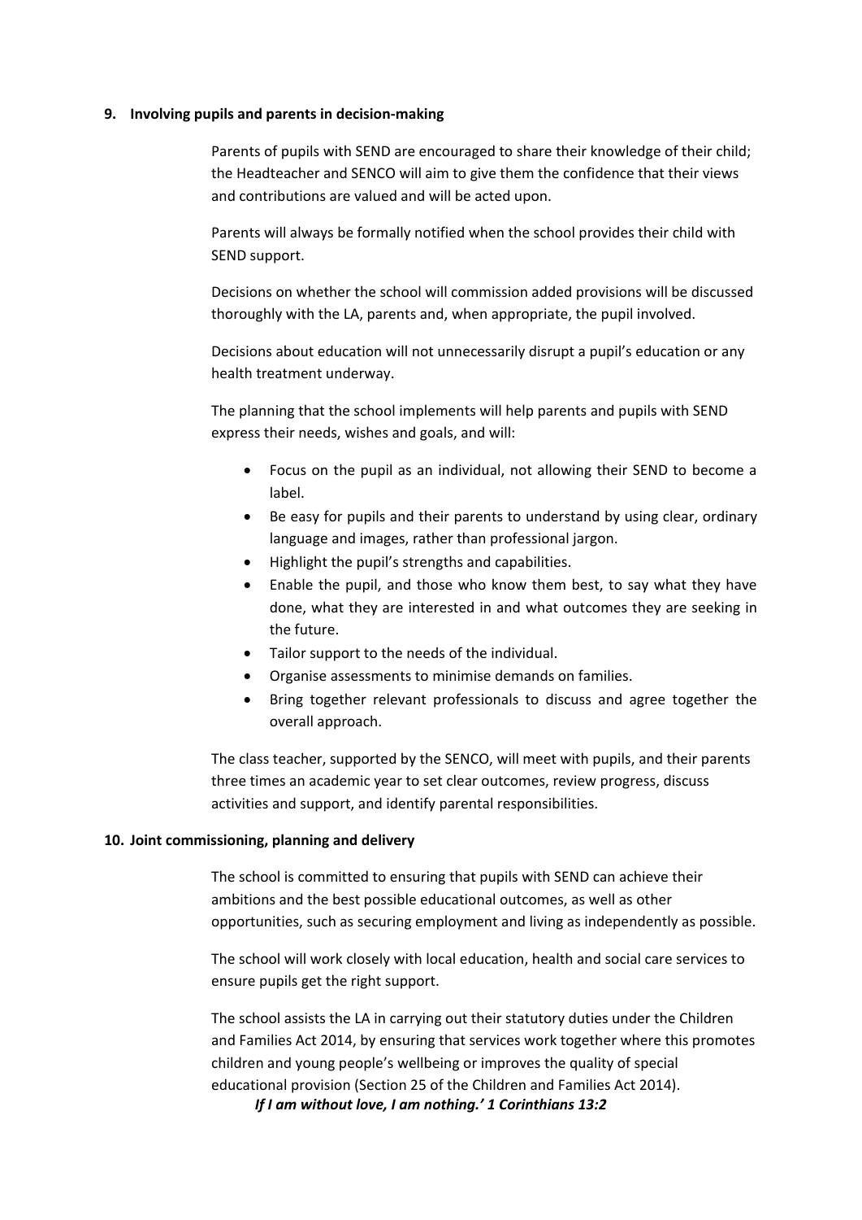## 9. Involving pupils and parents in decision-making

Parents of pupils with SEND are encouraged to share their knowledge of their child; the Headteacher and SENCO will aim to give them the confidence that their views and contributions are valued and will be acted upon.

Parents will always be formally notified when the school provides their child with SEND support.

Decisions on whether the school will commission added provisions will be discussed thoroughly with the LA, parents and, when appropriate, the pupil involved.

Decisions about education will not unnecessarily disrupt a pupil's education or any health treatment underway.

The planning that the school implements will help parents and pupils with SEND express their needs, wishes and goals, and will:

- Focus on the pupil as an individual, not allowing their SEND to become a label.
- Be easy for pupils and their parents to understand by using clear, ordinary language and images, rather than professional jargon.
- Highlight the pupil's strengths and capabilities.
- Enable the pupil, and those who know them best, to say what they have done, what they are interested in and what outcomes they are seeking in the future.
- Tailor support to the needs of the individual.
- Organise assessments to minimise demands on families.
- Bring together relevant professionals to discuss and agree together the overall approach.

The class teacher, supported by the SENCO, will meet with pupils, and their parents three times an academic year to set clear outcomes, review progress, discuss activities and support, and identify parental responsibilities.

## 10. Joint commissioning, planning and delivery

The school is committed to ensuring that pupils with SEND can achieve their ambitions and the best possible educational outcomes, as well as other opportunities, such as securing employment and living as independently as possible.

The school will work closely with local education, health and social care services to ensure pupils get the right support.

The school assists the LA in carrying out their statutory duties under the Children and Families Act 2014, by ensuring that services work together where this promotes children and young people's wellbeing or improves the quality of special educational provision (Section 25 of the Children and Families Act 2014).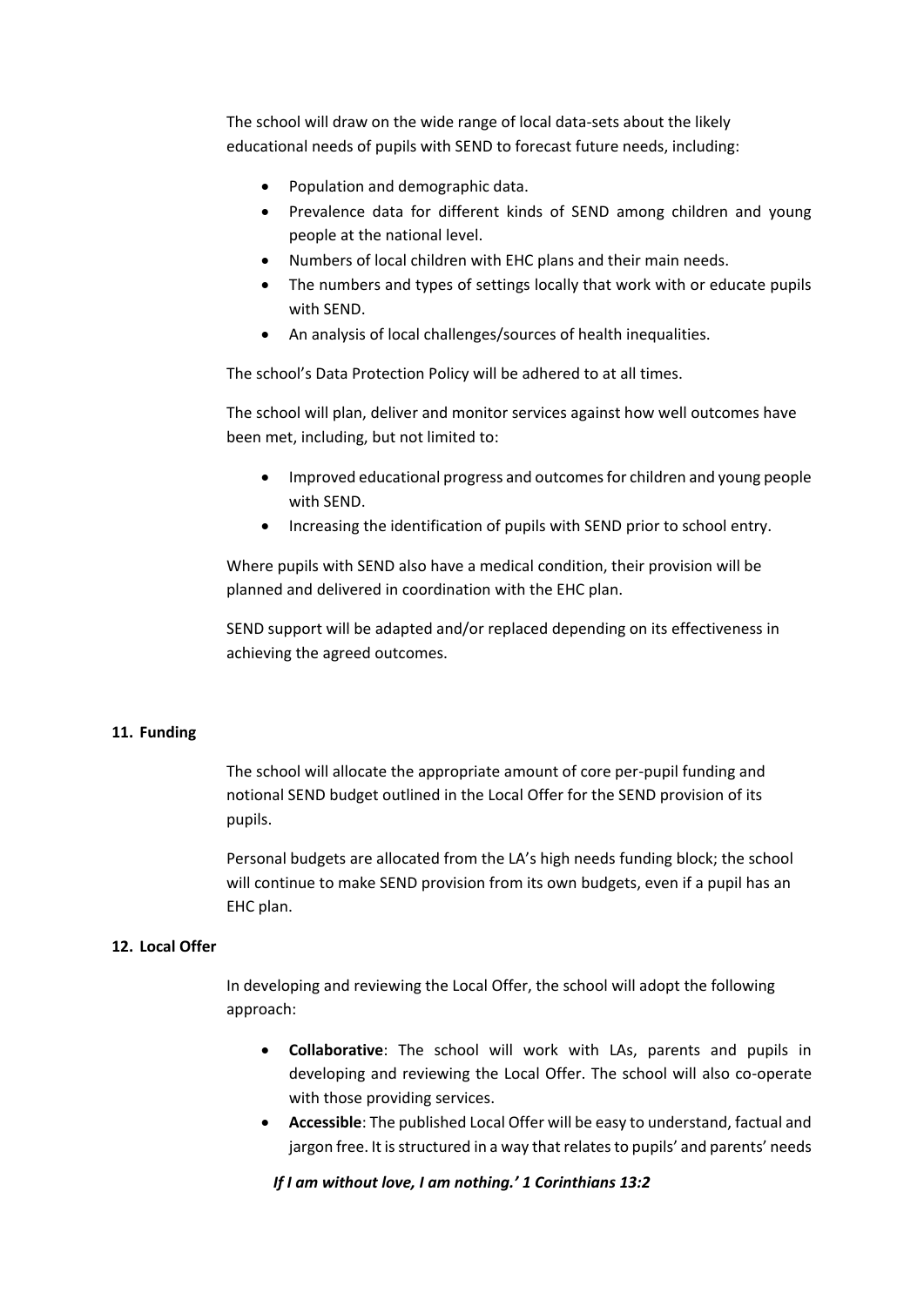The school will draw on the wide range of local data-sets about the likely educational needs of pupils with SEND to forecast future needs, including:

- Population and demographic data.
- Prevalence data for different kinds of SEND among children and young people at the national level.
- Numbers of local children with EHC plans and their main needs.
- The numbers and types of settings locally that work with or educate pupils with SEND.
- An analysis of local challenges/sources of health inequalities.

The school's Data Protection Policy will be adhered to at all times.

The school will plan, deliver and monitor services against how well outcomes have been met, including, but not limited to:

- Improved educational progress and outcomes for children and young people with SEND.
- Increasing the identification of pupils with SEND prior to school entry.

Where pupils with SEND also have a medical condition, their provision will be planned and delivered in coordination with the EHC plan.

SEND support will be adapted and/or replaced depending on its effectiveness in achieving the agreed outcomes.

## 11. Funding

The school will allocate the appropriate amount of core per-pupil funding and notional SEND budget outlined in the Local Offer for the SEND provision of its pupils.

Personal budgets are allocated from the LA's high needs funding block; the school will continue to make SEND provision from its own budgets, even if a pupil has an EHC plan.

## 12. Local Offer

In developing and reviewing the Local Offer, the school will adopt the following approach:

- **Collaborative**: The school will work with LAs, parents and pupils in developing and reviewing the Local Offer. The school will also co-operate with those providing services.
- **Accessible**: The published Local Offer will be easy to understand, factual and jargon free. It is structured in a way that relates to pupils' and parents' needs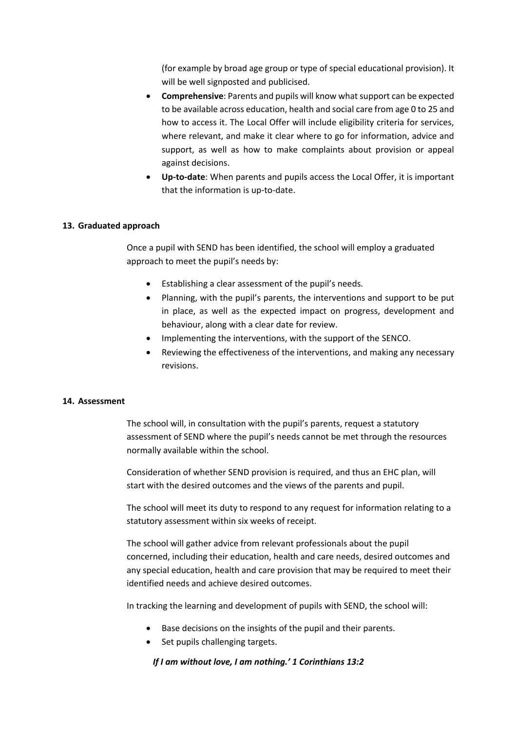(for example by broad age group or type of special educational provision). It will be well signposted and publicised.

- **Comprehensive**: Parents and pupils will know what support can be expected to be available across education, health and social care from age 0 to 25 and how to access it. The Local Offer will include eligibility criteria for services, where relevant, and make it clear where to go for information, advice and support, as well as how to make complaints about provision or appeal against decisions.
- **Up-to-date**: When parents and pupils access the Local Offer, it is important that the information is up-to-date.

## 13. Graduated approach

Once a pupil with SEND has been identified, the school will employ a graduated approach to meet the pupil's needs by:

- Establishing a clear assessment of the pupil's needs.
- Planning, with the pupil's parents, the interventions and support to be put in place, as well as the expected impact on progress, development and behaviour, along with a clear date for review.
- Implementing the interventions, with the support of the SENCO.
- Reviewing the effectiveness of the interventions, and making any necessary revisions.

## 14. Assessment

The school will, in consultation with the pupil's parents, request a statutory assessment of SEND where the pupil's needs cannot be met through the resources normally available within the school.

Consideration of whether SEND provision is required, and thus an EHC plan, will start with the desired outcomes and the views of the parents and pupil.

The school will meet its duty to respond to any request for information relating to a statutory assessment within six weeks of receipt.

The school will gather advice from relevant professionals about the pupil concerned, including their education, health and care needs, desired outcomes and any special education, health and care provision that may be required to meet their identified needs and achieve desired outcomes.

In tracking the learning and development of pupils with SEND, the school will:

- Base decisions on the insights of the pupil and their parents.
- Set pupils challenging targets.

***If I am without love, I am nothing.' 1 Corinthians 13:2***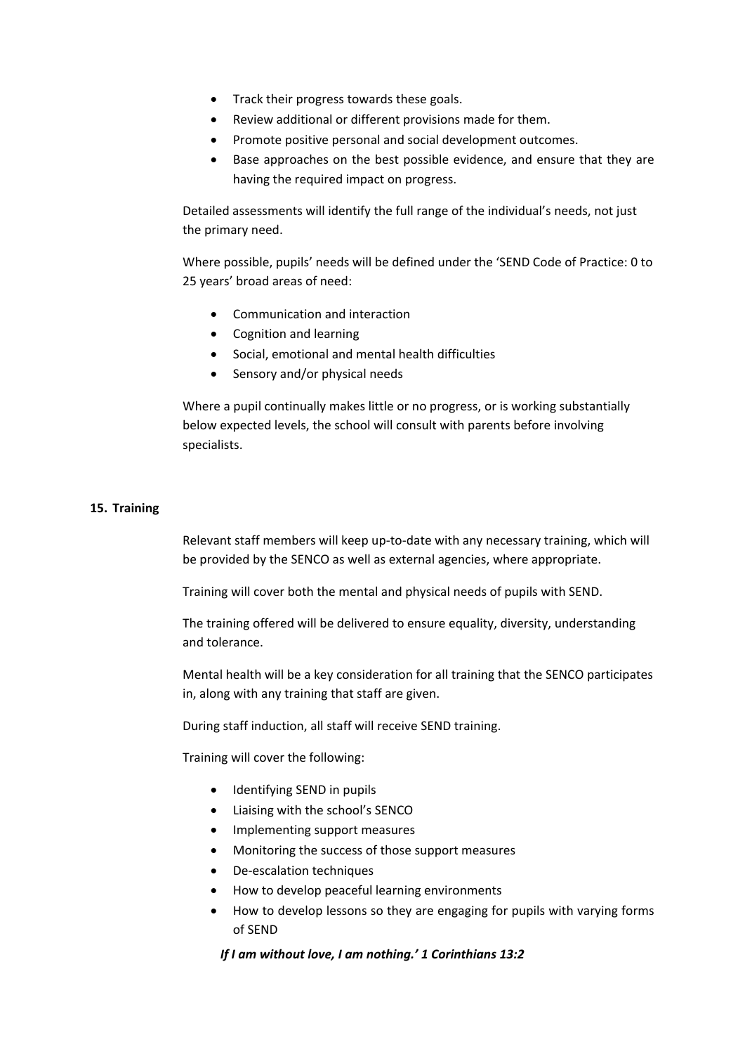- Track their progress towards these goals.
- Review additional or different provisions made for them.
- Promote positive personal and social development outcomes.
- Base approaches on the best possible evidence, and ensure that they are having the required impact on progress.

Detailed assessments will identify the full range of the individual's needs, not just the primary need.

Where possible, pupils' needs will be defined under the 'SEND Code of Practice: 0 to 25 years' broad areas of need:

- Communication and interaction
- Cognition and learning
- Social, emotional and mental health difficulties
- Sensory and/or physical needs

Where a pupil continually makes little or no progress, or is working substantially below expected levels, the school will consult with parents before involving specialists.

## 15. Training

Relevant staff members will keep up-to-date with any necessary training, which will be provided by the SENCO as well as external agencies, where appropriate.

Training will cover both the mental and physical needs of pupils with SEND.

The training offered will be delivered to ensure equality, diversity, understanding and tolerance.

Mental health will be a key consideration for all training that the SENCO participates in, along with any training that staff are given.

During staff induction, all staff will receive SEND training.

Training will cover the following:

- Identifying SEND in pupils
- Liaising with the school's SENCO
- Implementing support measures
- Monitoring the success of those support measures
- De-escalation techniques
- How to develop peaceful learning environments
- How to develop lessons so they are engaging for pupils with varying forms of SEND

***If I am without love, I am nothing.' 1 Corinthians 13:2***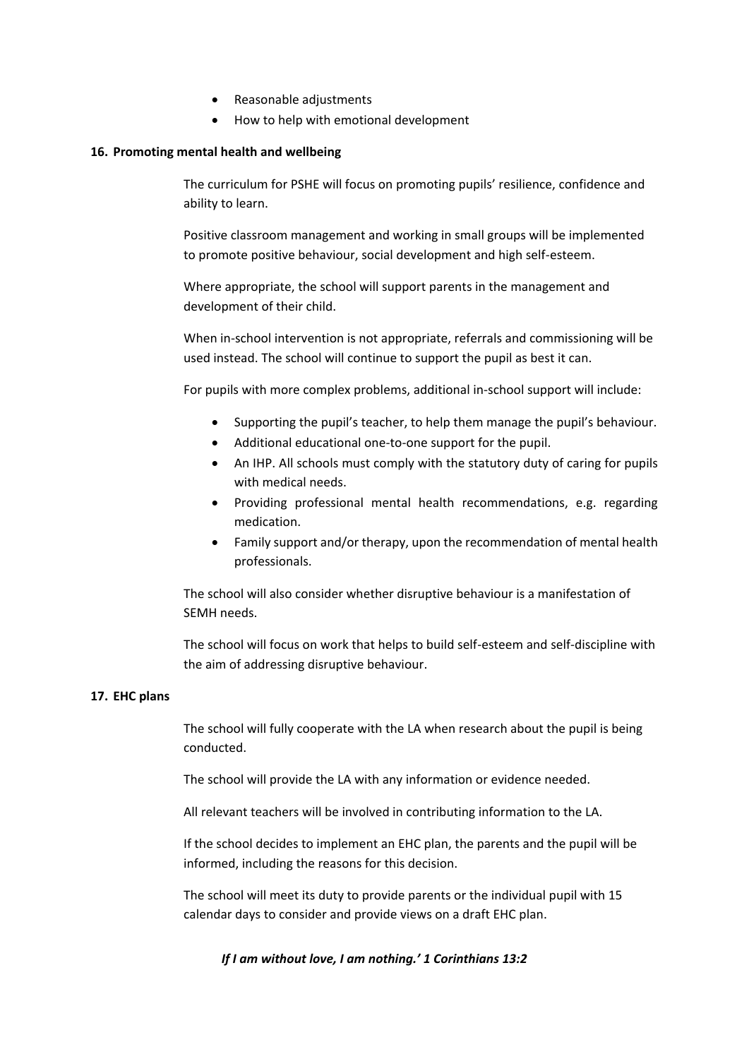- Reasonable adjustments
- How to help with emotional development

## 16. Promoting mental health and wellbeing

The curriculum for PSHE will focus on promoting pupils' resilience, confidence and ability to learn.

Positive classroom management and working in small groups will be implemented to promote positive behaviour, social development and high self-esteem.

Where appropriate, the school will support parents in the management and development of their child.

When in-school intervention is not appropriate, referrals and commissioning will be used instead. The school will continue to support the pupil as best it can.

For pupils with more complex problems, additional in-school support will include:

- Supporting the pupil's teacher, to help them manage the pupil's behaviour.
- Additional educational one-to-one support for the pupil.
- An IHP. All schools must comply with the statutory duty of caring for pupils with medical needs.
- Providing professional mental health recommendations, e.g. regarding medication.
- Family support and/or therapy, upon the recommendation of mental health professionals.

The school will also consider whether disruptive behaviour is a manifestation of SEMH needs.

The school will focus on work that helps to build self-esteem and self-discipline with the aim of addressing disruptive behaviour.

## 17. EHC plans

The school will fully cooperate with the LA when research about the pupil is being conducted.

The school will provide the LA with any information or evidence needed.

All relevant teachers will be involved in contributing information to the LA.

If the school decides to implement an EHC plan, the parents and the pupil will be informed, including the reasons for this decision.

The school will meet its duty to provide parents or the individual pupil with 15 calendar days to consider and provide views on a draft EHC plan.

***If I am without love, I am nothing.' 1 Corinthians 13:2***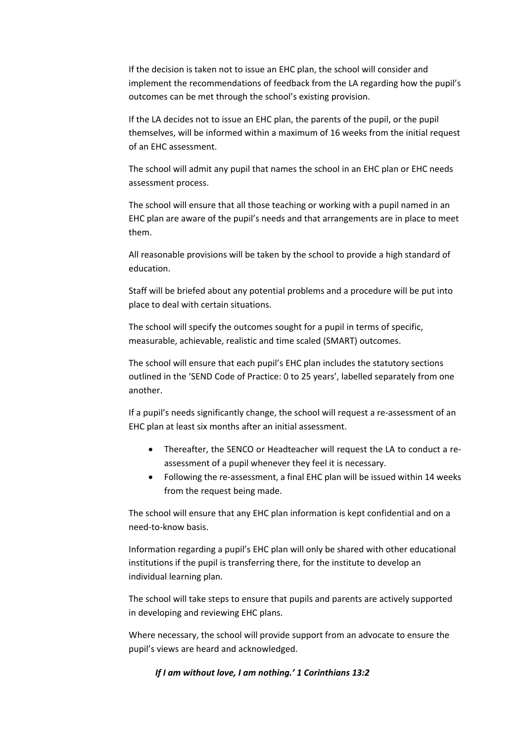If the decision is taken not to issue an EHC plan, the school will consider and implement the recommendations of feedback from the LA regarding how the pupil's outcomes can be met through the school's existing provision.

If the LA decides not to issue an EHC plan, the parents of the pupil, or the pupil themselves, will be informed within a maximum of 16 weeks from the initial request of an EHC assessment.

The school will admit any pupil that names the school in an EHC plan or EHC needs assessment process.

The school will ensure that all those teaching or working with a pupil named in an EHC plan are aware of the pupil's needs and that arrangements are in place to meet them.

All reasonable provisions will be taken by the school to provide a high standard of education.

Staff will be briefed about any potential problems and a procedure will be put into place to deal with certain situations.

The school will specify the outcomes sought for a pupil in terms of specific, measurable, achievable, realistic and time scaled (SMART) outcomes.

The school will ensure that each pupil's EHC plan includes the statutory sections outlined in the 'SEND Code of Practice: 0 to 25 years', labelled separately from one another.

If a pupil's needs significantly change, the school will request a re-assessment of an EHC plan at least six months after an initial assessment.

- Thereafter, the SENCO or Headteacher will request the LA to conduct a re-assessment of a pupil whenever they feel it is necessary.
- Following the re-assessment, a final EHC plan will be issued within 14 weeks from the request being made.

The school will ensure that any EHC plan information is kept confidential and on a need-to-know basis.

Information regarding a pupil's EHC plan will only be shared with other educational institutions if the pupil is transferring there, for the institute to develop an individual learning plan.

The school will take steps to ensure that pupils and parents are actively supported in developing and reviewing EHC plans.

Where necessary, the school will provide support from an advocate to ensure the pupil's views are heard and acknowledged.

***If I am without love, I am nothing.' 1 Corinthians 13:2***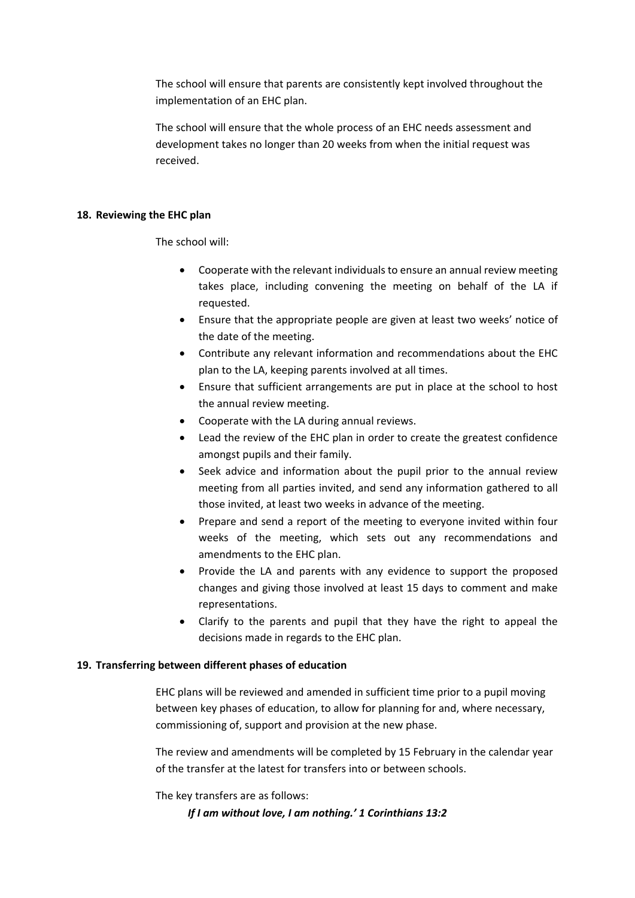The school will ensure that parents are consistently kept involved throughout the implementation of an EHC plan.

The school will ensure that the whole process of an EHC needs assessment and development takes no longer than 20 weeks from when the initial request was received.

## 18. Reviewing the EHC plan

The school will:

- Cooperate with the relevant individuals to ensure an annual review meeting takes place, including convening the meeting on behalf of the LA if requested.
- Ensure that the appropriate people are given at least two weeks' notice of the date of the meeting.
- Contribute any relevant information and recommendations about the EHC plan to the LA, keeping parents involved at all times.
- Ensure that sufficient arrangements are put in place at the school to host the annual review meeting.
- Cooperate with the LA during annual reviews.
- Lead the review of the EHC plan in order to create the greatest confidence amongst pupils and their family.
- Seek advice and information about the pupil prior to the annual review meeting from all parties invited, and send any information gathered to all those invited, at least two weeks in advance of the meeting.
- Prepare and send a report of the meeting to everyone invited within four weeks of the meeting, which sets out any recommendations and amendments to the EHC plan.
- Provide the LA and parents with any evidence to support the proposed changes and giving those involved at least 15 days to comment and make representations.
- Clarify to the parents and pupil that they have the right to appeal the decisions made in regards to the EHC plan.

## 19. Transferring between different phases of education

EHC plans will be reviewed and amended in sufficient time prior to a pupil moving between key phases of education, to allow for planning for and, where necessary, commissioning of, support and provision at the new phase.

The review and amendments will be completed by 15 February in the calendar year of the transfer at the latest for transfers into or between schools.

The key transfers are as follows: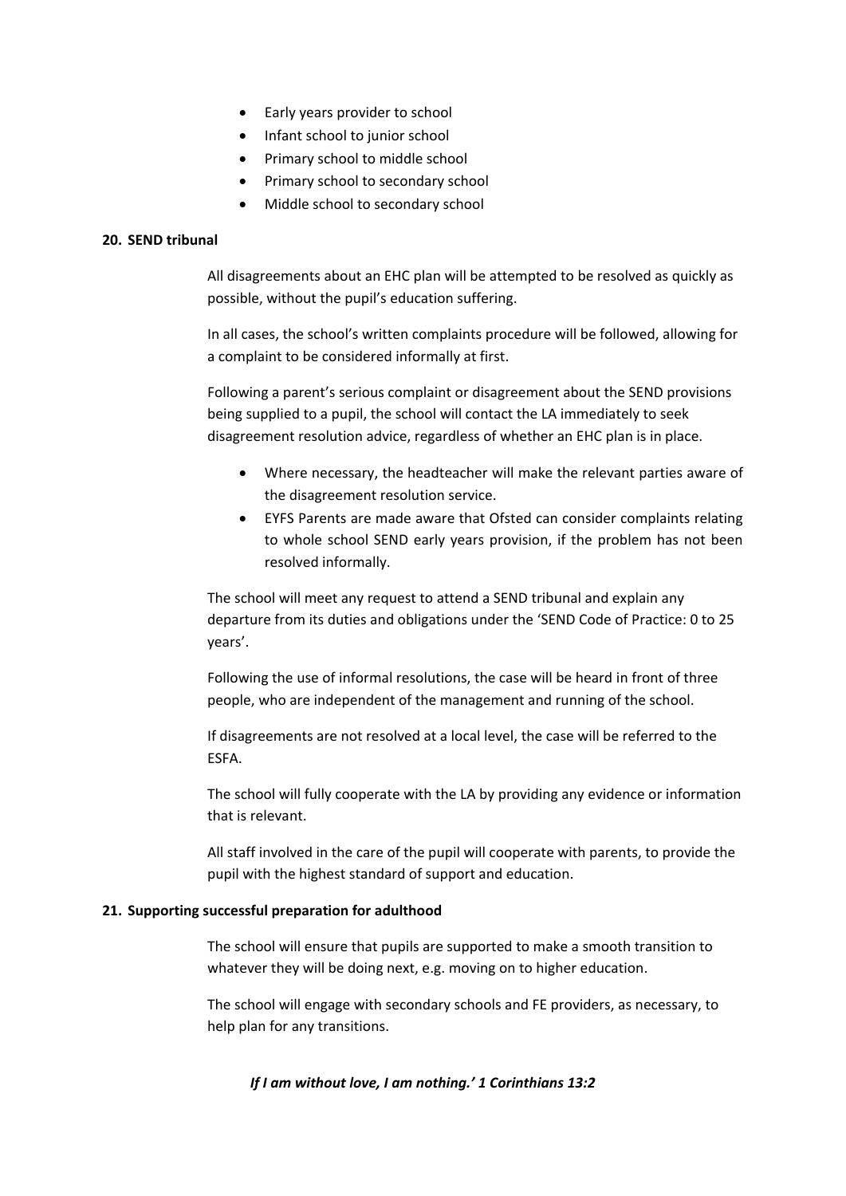- Early years provider to school
- Infant school to junior school
- Primary school to middle school
- Primary school to secondary school
- Middle school to secondary school

**20. SEND tribunal**

All disagreements about an EHC plan will be attempted to be resolved as quickly as possible, without the pupil's education suffering.

In all cases, the school's written complaints procedure will be followed, allowing for a complaint to be considered informally at first.

Following a parent's serious complaint or disagreement about the SEND provisions being supplied to a pupil, the school will contact the LA immediately to seek disagreement resolution advice, regardless of whether an EHC plan is in place.

- Where necessary, the headteacher will make the relevant parties aware of the disagreement resolution service.
- EYFS Parents are made aware that Ofsted can consider complaints relating to whole school SEND early years provision, if the problem has not been resolved informally.

The school will meet any request to attend a SEND tribunal and explain any departure from its duties and obligations under the 'SEND Code of Practice: 0 to 25 years'.

Following the use of informal resolutions, the case will be heard in front of three people, who are independent of the management and running of the school.

If disagreements are not resolved at a local level, the case will be referred to the ESFA.

The school will fully cooperate with the LA by providing any evidence or information that is relevant.

All staff involved in the care of the pupil will cooperate with parents, to provide the pupil with the highest standard of support and education.

**21. Supporting successful preparation for adulthood**

The school will ensure that pupils are supported to make a smooth transition to whatever they will be doing next, e.g. moving on to higher education.

The school will engage with secondary schools and FE providers, as necessary, to help plan for any transitions.

***If I am without love, I am nothing.' 1 Corinthians 13:2***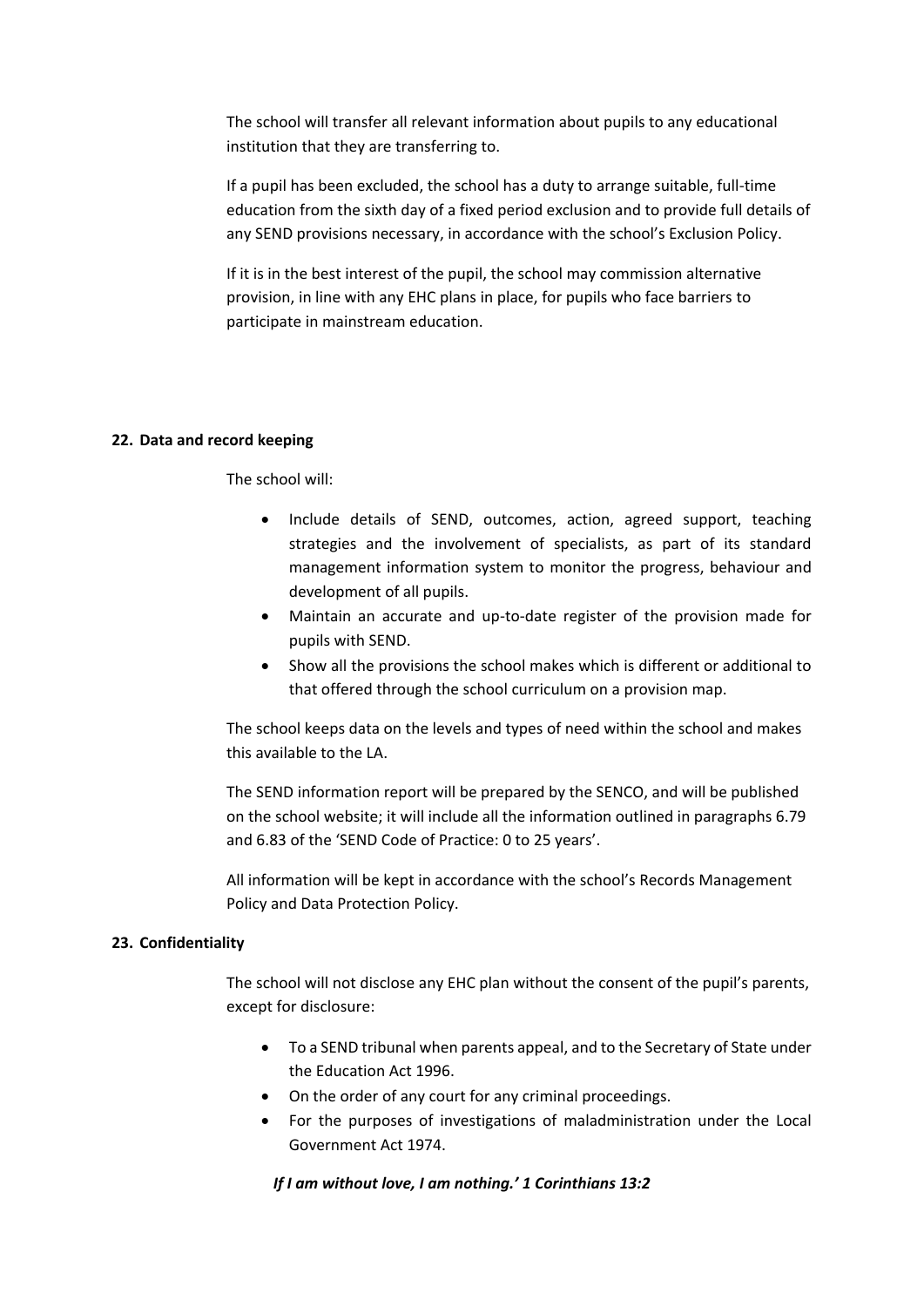The school will transfer all relevant information about pupils to any educational institution that they are transferring to.

If a pupil has been excluded, the school has a duty to arrange suitable, full-time education from the sixth day of a fixed period exclusion and to provide full details of any SEND provisions necessary, in accordance with the school's Exclusion Policy.

If it is in the best interest of the pupil, the school may commission alternative provision, in line with any EHC plans in place, for pupils who face barriers to participate in mainstream education.

## 22. Data and record keeping

The school will:

- Include details of SEND, outcomes, action, agreed support, teaching strategies and the involvement of specialists, as part of its standard management information system to monitor the progress, behaviour and development of all pupils.
- Maintain an accurate and up-to-date register of the provision made for pupils with SEND.
- Show all the provisions the school makes which is different or additional to that offered through the school curriculum on a provision map.

The school keeps data on the levels and types of need within the school and makes this available to the LA.

The SEND information report will be prepared by the SENCO, and will be published on the school website; it will include all the information outlined in paragraphs 6.79 and 6.83 of the 'SEND Code of Practice: 0 to 25 years'.

All information will be kept in accordance with the school's Records Management Policy and Data Protection Policy.

## 23. Confidentiality

The school will not disclose any EHC plan without the consent of the pupil's parents, except for disclosure:

- To a SEND tribunal when parents appeal, and to the Secretary of State under the Education Act 1996.
- On the order of any court for any criminal proceedings.
- For the purposes of investigations of maladministration under the Local Government Act 1974.

***If I am without love, I am nothing.' 1 Corinthians 13:2***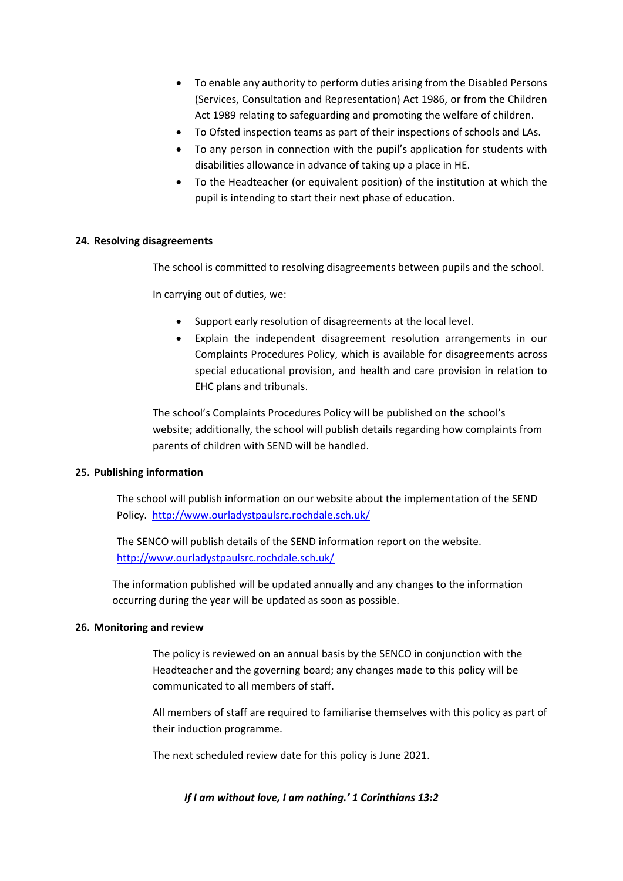- To enable any authority to perform duties arising from the Disabled Persons (Services, Consultation and Representation) Act 1986, or from the Children Act 1989 relating to safeguarding and promoting the welfare of children.
- To Ofsted inspection teams as part of their inspections of schools and LAs.
- To any person in connection with the pupil's application for students with disabilities allowance in advance of taking up a place in HE.
- To the Headteacher (or equivalent position) of the institution at which the pupil is intending to start their next phase of education.

## 24. Resolving disagreements

The school is committed to resolving disagreements between pupils and the school.

In carrying out of duties, we:

- Support early resolution of disagreements at the local level.
- Explain the independent disagreement resolution arrangements in our Complaints Procedures Policy, which is available for disagreements across special educational provision, and health and care provision in relation to EHC plans and tribunals.

The school's Complaints Procedures Policy will be published on the school's website; additionally, the school will publish details regarding how complaints from parents of children with SEND will be handled.

## 25. Publishing information

The school will publish information on our website about the implementation of the SEND Policy. [http://www.ourladystpaulsrc.rochdale.sch.uk/](http://www.ourladystpaulsrc.rochdale.sch.uk/)

The SENCO will publish details of the SEND information report on the website. [http://www.ourladystpaulsrc.rochdale.sch.uk/](http://www.ourladystpaulsrc.rochdale.sch.uk/)

The information published will be updated annually and any changes to the information occurring during the year will be updated as soon as possible.

## 26. Monitoring and review

The policy is reviewed on an annual basis by the SENCO in conjunction with the Headteacher and the governing board; any changes made to this policy will be communicated to all members of staff.

All members of staff are required to familiarise themselves with this policy as part of their induction programme.

The next scheduled review date for this policy is June 2021.

***If I am without love, I am nothing.' 1 Corinthians 13:2***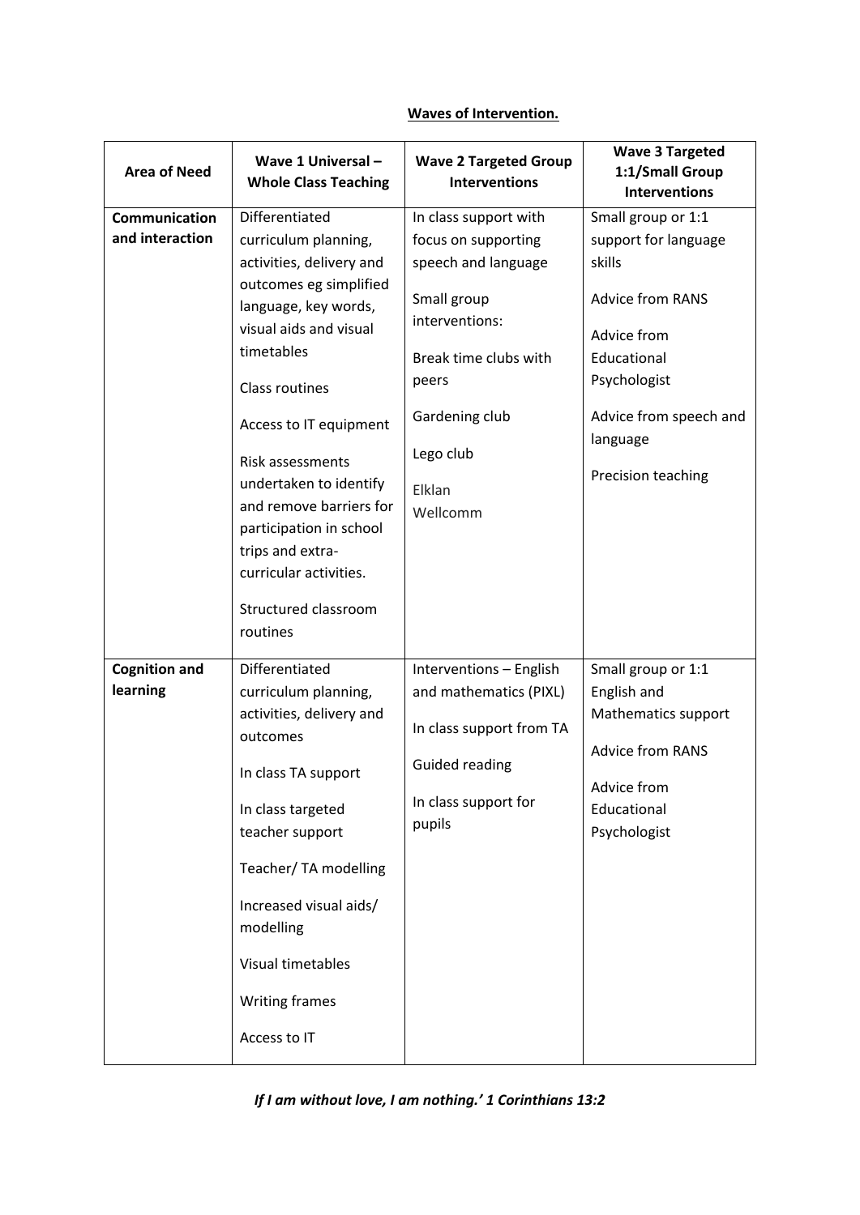**Waves of Intervention.**

| Area of Need | Wave 1 Universal – Whole Class Teaching | Wave 2 Targeted Group Interventions | Wave 3 Targeted 1:1/Small Group Interventions |
|---|---|---|---|
| **Communication and interaction** | Differentiated curriculum planning, activities, delivery and outcomes eg simplified language, key words, visual aids and visual timetables<br><br>Class routines<br><br>Access to IT equipment<br><br>Risk assessments undertaken to identify and remove barriers for participation in school trips and extra-curricular activities.<br><br>Structured classroom routines | In class support with focus on supporting speech and language<br><br>Small group interventions:<br><br>Break time clubs with peers<br><br>Gardening club<br><br>Lego club<br><br>Elklan<br>Wellcomm | Small group or 1:1 support for language skills<br><br>Advice from RANS<br><br>Advice from Educational Psychologist<br><br>Advice from speech and language<br><br>Precision teaching |
| **Cognition and learning** | Differentiated curriculum planning, activities, delivery and outcomes<br><br>In class TA support<br><br>In class targeted teacher support<br><br>Teacher/ TA modelling<br><br>Increased visual aids/ modelling<br><br>Visual timetables<br><br>Writing frames<br><br>Access to IT | Interventions – English and mathematics (PIXL)<br><br>In class support from TA<br><br>Guided reading<br><br>In class support for pupils | Small group or 1:1 English and Mathematics support<br><br>Advice from RANS<br><br>Advice from Educational Psychologist |

***If I am without love, I am nothing.' 1 Corinthians 13:2***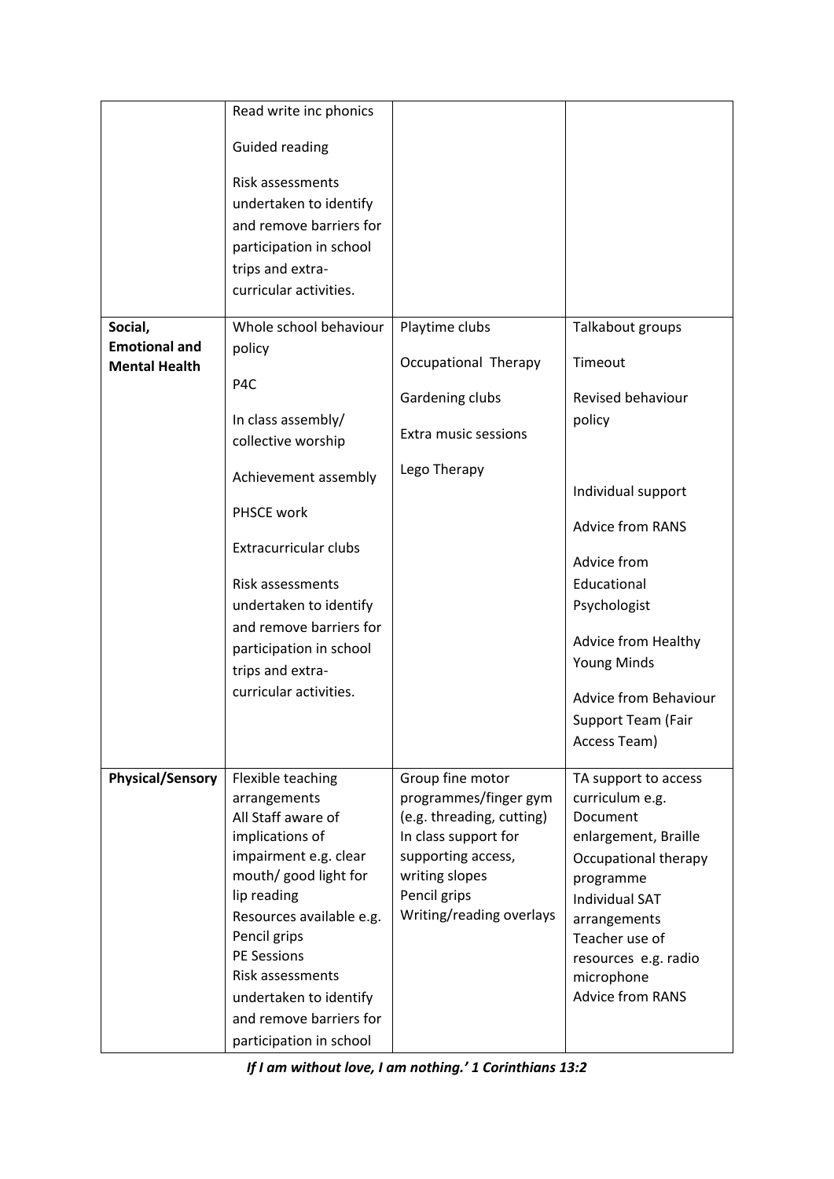| | | | |
|---|---|---|---|
| | Read write inc phonics<br><br>Guided reading<br><br>Risk assessments undertaken to identify and remove barriers for participation in school trips and extra-curricular activities. | | |
| **Social, Emotional and Mental Health** | Whole school behaviour policy<br><br>P4C<br><br>In class assembly/ collective worship<br><br>Achievement assembly<br><br>PHSCE work<br><br>Extracurricular clubs<br><br>Risk assessments undertaken to identify and remove barriers for participation in school trips and extra-curricular activities. | Playtime clubs<br><br>Occupational Therapy<br><br>Gardening clubs<br><br>Extra music sessions<br><br>Lego Therapy | Talkabout groups<br><br>Timeout<br><br>Revised behaviour policy<br><br>Individual support<br><br>Advice from RANS<br><br>Advice from Educational Psychologist<br><br>Advice from Healthy Young Minds<br><br>Advice from Behaviour Support Team (Fair Access Team) |
| **Physical/Sensory** | Flexible teaching arrangements<br>All Staff aware of implications of impairment e.g. clear mouth/ good light for lip reading<br>Resources available e.g. Pencil grips<br>PE Sessions<br>Risk assessments undertaken to identify and remove barriers for participation in school | Group fine motor programmes/finger gym (e.g. threading, cutting)<br>In class support for supporting access, writing slopes<br>Pencil grips<br>Writing/reading overlays | TA support to access curriculum e.g. Document enlargement, Braille<br>Occupational therapy programme<br>Individual SAT arrangements<br>Teacher use of resources e.g. radio microphone<br>Advice from RANS |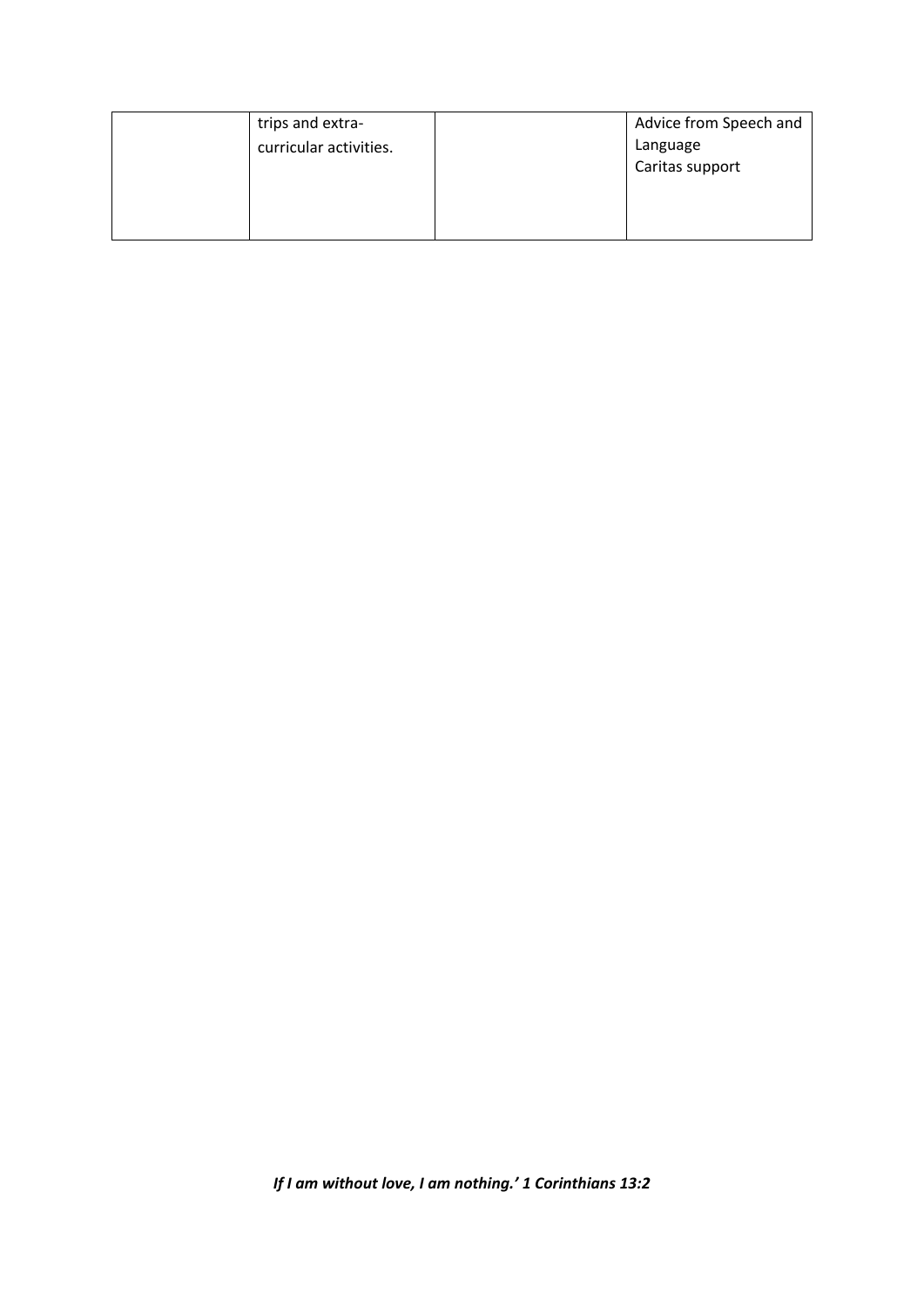| | | | |
|---|---|---|---|
| | trips and extra-curricular activities. | | Advice from Speech and Language<br>Caritas support |

***If I am without love, I am nothing.' 1 Corinthians 13:2***